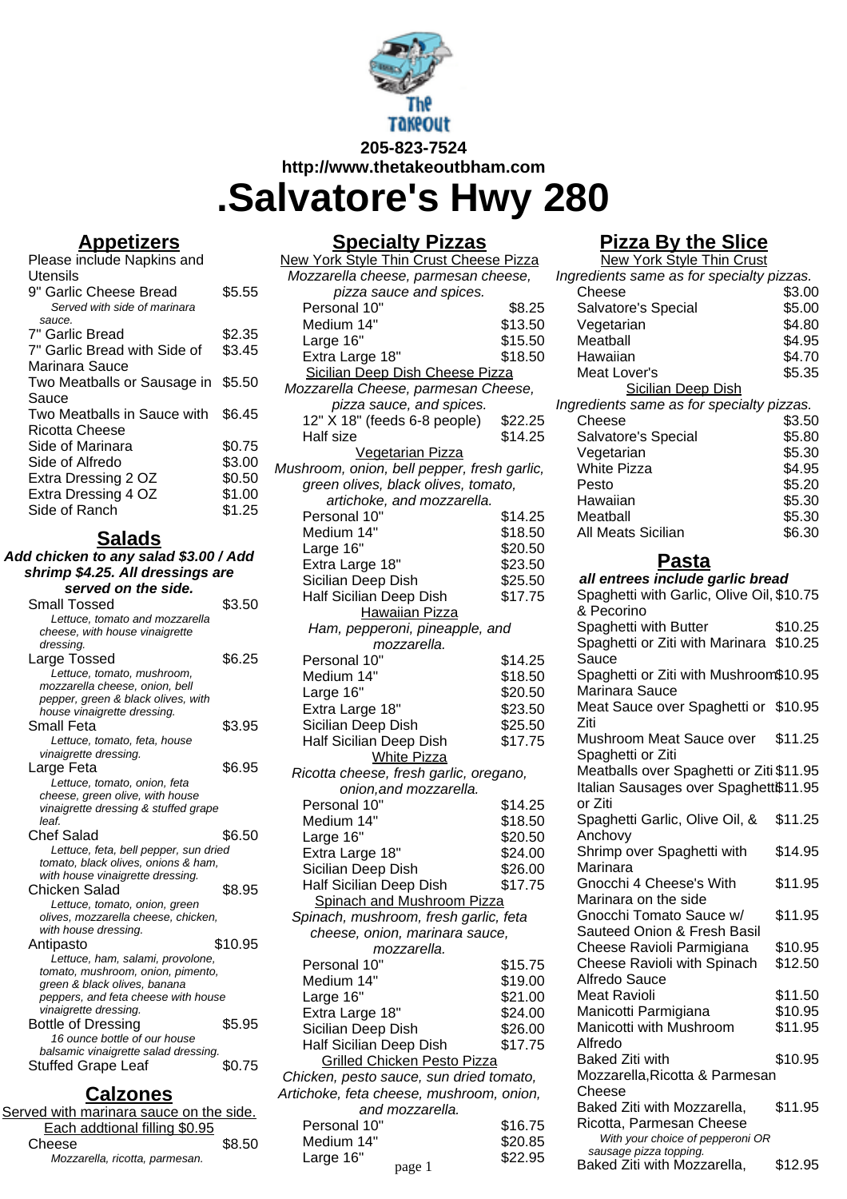205-823-7524
http://www.thetakeoutbham.com

# .Salvatore's Hwy 280

## Appetizers

| Item | Price |
|---|---|
| Please include Napkins and Utensils | |
| 9" Garlic Cheese Bread<br>*Served with side of marinara sauce.* | $5.55 |
| 7" Garlic Bread | $2.35 |
| 7" Garlic Bread with Side of Marinara Sauce | $3.45 |
| Two Meatballs or Sausage in Sauce | $5.50 |
| Two Meatballs in Sauce with Ricotta Cheese | $6.45 |
| Side of Marinara | $0.75 |
| Side of Alfredo | $3.00 |
| Extra Dressing 2 OZ | $0.50 |
| Extra Dressing 4 OZ | $1.00 |
| Side of Ranch | $1.25 |

## Salads

***Add chicken to any salad $3.00 / Add shrimp $4.25. All dressings are served on the side.***

| Item | Price |
|---|---|
| Small Tossed<br>*Lettuce, tomato and mozzarella cheese, with house vinaigrette dressing.* | $3.50 |
| Large Tossed<br>*Lettuce, tomato, mushroom, mozzarella cheese, onion, bell pepper, green & black olives, with house vinaigrette dressing.* | $6.25 |
| Small Feta<br>*Lettuce, tomato, feta, house vinaigrette dressing.* | $3.95 |
| Large Feta<br>*Lettuce, tomato, onion, feta cheese, green olive, with house vinaigrette dressing & stuffed grape leaf.* | $6.95 |
| Chef Salad<br>*Lettuce, feta, bell pepper, sun dried tomato, black olives, onions & ham, with house vinaigrette dressing.* | $6.50 |
| Chicken Salad<br>*Lettuce, tomato, onion, green olives, mozzarella cheese, chicken, with house dressing.* | $8.95 |
| Antipasto<br>*Lettuce, ham, salami, provolone, tomato, mushroom, onion, pimento, green & black olives, banana peppers, and feta cheese with house vinaigrette dressing.* | $10.95 |
| Bottle of Dressing<br>*16 ounce bottle of our house balsamic vinaigrette salad dressing.* | $5.95 |
| Stuffed Grape Leaf | $0.75 |

## Calzones

Served with marinara sauce on the side.
Each addtional filling $0.95

| Item | Price |
|---|---|
| Cheese<br>*Mozzarella, ricotta, parmesan.* | $8.50 |

## Specialty Pizzas

**New York Style Thin Crust Cheese Pizza**
*Mozzarella cheese, parmesan cheese, pizza sauce and spices.*

| Size | Price |
|---|---|
| Personal 10" | $8.25 |
| Medium 14" | $13.50 |
| Large 16" | $15.50 |
| Extra Large 18" | $18.50 |

**Sicilian Deep Dish Cheese Pizza**
*Mozzarella Cheese, parmesan Cheese, pizza sauce, and spices.*

| Size | Price |
|---|---|
| 12" X 18" (feeds 6-8 people) | $22.25 |
| Half size | $14.25 |

**Vegetarian Pizza**
*Mushroom, onion, bell pepper, fresh garlic, green olives, black olives, tomato, artichoke, and mozzarella.*

| Size | Price |
|---|---|
| Personal 10" | $14.25 |
| Medium 14" | $18.50 |
| Large 16" | $20.50 |
| Extra Large 18" | $23.50 |
| Sicilian Deep Dish | $25.50 |
| Half Sicilian Deep Dish | $17.75 |

**Hawaiian Pizza**
*Ham, pepperoni, pineapple, and mozzarella.*

| Size | Price |
|---|---|
| Personal 10" | $14.25 |
| Medium 14" | $18.50 |
| Large 16" | $20.50 |
| Extra Large 18" | $23.50 |
| Sicilian Deep Dish | $25.50 |
| Half Sicilian Deep Dish | $17.75 |

**White Pizza**
*Ricotta cheese, fresh garlic, oregano, onion,and mozzarella.*

| Size | Price |
|---|---|
| Personal 10" | $14.25 |
| Medium 14" | $18.50 |
| Large 16" | $20.50 |
| Extra Large 18" | $24.00 |
| Sicilian Deep Dish | $26.00 |
| Half Sicilian Deep Dish | $17.75 |

**Spinach and Mushroom Pizza**
*Spinach, mushroom, fresh garlic, feta cheese, onion, marinara sauce, mozzarella.*

| Size | Price |
|---|---|
| Personal 10" | $15.75 |
| Medium 14" | $19.00 |
| Large 16" | $21.00 |
| Extra Large 18" | $24.00 |
| Sicilian Deep Dish | $26.00 |
| Half Sicilian Deep Dish | $17.75 |

**Grilled Chicken Pesto Pizza**
*Chicken, pesto sauce, sun dried tomato, Artichoke, feta cheese, mushroom, onion, and mozzarella.*

| Size | Price |
|---|---|
| Personal 10" | $16.75 |
| Medium 14" | $20.85 |
| Large 16" | $22.95 |

## Pizza By the Slice

**New York Style Thin Crust**
*Ingredients same as for specialty pizzas.*

| Item | Price |
|---|---|
| Cheese | $3.00 |
| Salvatore's Special | $5.00 |
| Vegetarian | $4.80 |
| Meatball | $4.95 |
| Hawaiian | $4.70 |
| Meat Lover's | $5.35 |

**Sicilian Deep Dish**
*Ingredients same as for specialty pizzas.*

| Item | Price |
|---|---|
| Cheese | $3.50 |
| Salvatore's Special | $5.80 |
| Vegetarian | $5.30 |
| White Pizza | $4.95 |
| Pesto | $5.20 |
| Hawaiian | $5.30 |
| Meatball | $5.30 |
| All Meats Sicilian | $6.30 |

## Pasta

***all entrees include garlic bread***

| Item | Price |
|---|---|
| Spaghetti with Garlic, Olive Oil, & Pecorino | $10.75 |
| Spaghetti with Butter | $10.25 |
| Spaghetti or Ziti with Marinara Sauce | $10.25 |
| Spaghetti or Ziti with Mushroom Marinara Sauce | $10.95 |
| Meat Sauce over Spaghetti or Ziti | $10.95 |
| Mushroom Meat Sauce over Spaghetti or Ziti | $11.25 |
| Meatballs over Spaghetti or Ziti | $11.95 |
| Italian Sausages over Spaghetti or Ziti | $11.95 |
| Spaghetti Garlic, Olive Oil, & Anchovy | $11.25 |
| Shrimp over Spaghetti with Marinara | $14.95 |
| Gnocchi 4 Cheese's With Marinara on the side | $11.95 |
| Gnocchi Tomato Sauce w/ Sauteed Onion & Fresh Basil | $11.95 |
| Cheese Ravioli Parmigiana | $10.95 |
| Cheese Ravioli with Spinach Alfredo Sauce | $12.50 |
| Meat Ravioli | $11.50 |
| Manicotti Parmigiana | $10.95 |
| Manicotti with Mushroom Alfredo | $11.95 |
| Baked Ziti with Mozzarella,Ricotta & Parmesan Cheese | $10.95 |
| Baked Ziti with Mozzarella, Ricotta, Parmesan Cheese<br>*With your choice of pepperoni OR sausage pizza topping.* | $11.95 |
| Baked Ziti with Mozzarella, | $12.95 |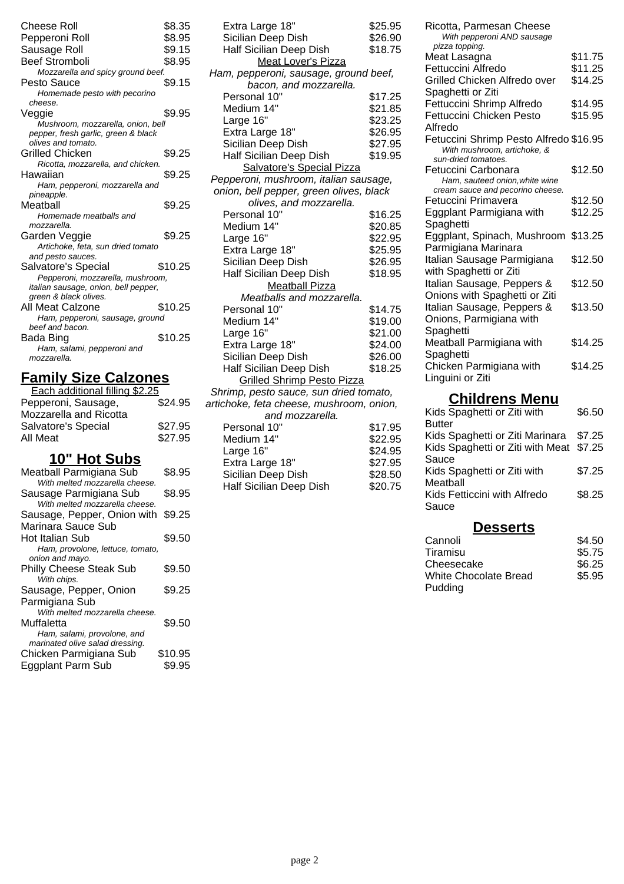Cheese Roll $8.35

Pepperoni Roll $8.95

Sausage Roll $9.15

Beef Stromboli $8.95

*Mozzarella and spicy ground beef.*

Pesto Sauce $9.15

*Homemade pesto with pecorino cheese.*

Veggie $9.95

*Mushroom, mozzarella, onion, bell pepper, fresh garlic, green & black olives and tomato.*

Grilled Chicken $9.25

*Ricotta, mozzarella, and chicken.*

Hawaiian $9.25

*Ham, pepperoni, mozzarella and pineapple.*

Meatball $9.25

*Homemade meatballs and mozzarella.*

Garden Veggie $9.25

*Artichoke, feta, sun dried tomato and pesto sauces.*

Salvatore's Special $10.25

*Pepperoni, mozzarella, mushroom, italian sausage, onion, bell pepper, green & black olives.*

All Meat Calzone $10.25

*Ham, pepperoni, sausage, ground beef and bacon.*

Bada Bing $10.25

*Ham, salami, pepperoni and mozzarella.*

## Family Size Calzones

Each additional filling $2.25

| | |
|---|---|
| Pepperoni, Sausage, Mozzarella and Ricotta | $24.95 |
| Salvatore's Special | $27.95 |
| All Meat | $27.95 |

## 10" Hot Subs

Meatball Parmigiana Sub $8.95

*With melted mozzarella cheese.*

Sausage Parmigiana Sub $8.95

*With melted mozzarella cheese.*

Sausage, Pepper, Onion with Marinara Sauce Sub $9.25

Hot Italian Sub $9.50

*Ham, provolone, lettuce, tomato, onion and mayo.*

Philly Cheese Steak Sub $9.50

*With chips.*

Sausage, Pepper, Onion Parmigiana Sub $9.25

*With melted mozzarella cheese.*

Muffaletta $9.50

*Ham, salami, provolone, and marinated olive salad dressing.*

Chicken Parmigiana Sub $10.95

Eggplant Parm Sub $9.95

| | |
|---|---|
| Extra Large 18" | $25.95 |
| Sicilian Deep Dish | $26.90 |
| Half Sicilian Deep Dish | $18.75 |

Meat Lover's Pizza

*Ham, pepperoni, sausage, ground beef, bacon, and mozzarella.*

| | |
|---|---|
| Personal 10" | $17.25 |
| Medium 14" | $21.85 |
| Large 16" | $23.25 |
| Extra Large 18" | $26.95 |
| Sicilian Deep Dish | $27.95 |
| Half Sicilian Deep Dish | $19.95 |

Salvatore's Special Pizza

*Pepperoni, mushroom, italian sausage, onion, bell pepper, green olives, black olives, and mozzarella.*

| | |
|---|---|
| Personal 10" | $16.25 |
| Medium 14" | $20.85 |
| Large 16" | $22.95 |
| Extra Large 18" | $25.95 |
| Sicilian Deep Dish | $26.95 |
| Half Sicilian Deep Dish | $18.95 |

Meatball Pizza

*Meatballs and mozzarella.*

| | |
|---|---|
| Personal 10" | $14.75 |
| Medium 14" | $19.00 |
| Large 16" | $21.00 |
| Extra Large 18" | $24.00 |
| Sicilian Deep Dish | $26.00 |
| Half Sicilian Deep Dish | $18.25 |

Grilled Shrimp Pesto Pizza

*Shrimp, pesto sauce, sun dried tomato, artichoke, feta cheese, mushroom, onion, and mozzarella.*

| | |
|---|---|
| Personal 10" | $17.95 |
| Medium 14" | $22.95 |
| Large 16" | $24.95 |
| Extra Large 18" | $27.95 |
| Sicilian Deep Dish | $28.50 |
| Half Sicilian Deep Dish | $20.75 |

Ricotta, Parmesan Cheese

*With pepperoni AND sausage pizza topping.*

| | |
|---|---|
| Meat Lasagna | $11.75 |
| Fettuccini Alfredo | $11.25 |
| Grilled Chicken Alfredo over Spaghetti or Ziti | $14.25 |
| Fettuccini Shrimp Alfredo | $14.95 |
| Fettuccini Chicken Pesto Alfredo | $15.95 |
| Fetuccini Shrimp Pesto Alfredo | $16.95 |

*With mushroom, artichoke, & sun-dried tomatoes.*

Fetuccini Carbonara $12.50

*Ham, sauteed onion,white wine cream sauce and pecorino cheese.*

| | |
|---|---|
| Fetuccini Primavera | $12.50 |
| Eggplant Parmigiana with Spaghetti | $12.25 |
| Eggplant, Spinach, Mushroom Parmigiana Marinara | $13.25 |
| Italian Sausage Parmigiana with Spaghetti or Ziti | $12.50 |
| Italian Sausage, Peppers & Onions with Spaghetti or Ziti | $12.50 |
| Italian Sausage, Peppers & Onions, Parmigiana with Spaghetti | $13.50 |
| Meatball Parmigiana with Spaghetti | $14.25 |
| Chicken Parmigiana with Linguini or Ziti | $14.25 |

## Childrens Menu

| | |
|---|---|
| Kids Spaghetti or Ziti with Butter | $6.50 |
| Kids Spaghetti or Ziti Marinara | $7.25 |
| Kids Spaghetti or Ziti with Meat Sauce | $7.25 |
| Kids Spaghetti or Ziti with Meatball | $7.25 |
| Kids Fetticcini with Alfredo Sauce | $8.25 |

## Desserts

| | |
|---|---|
| Cannoli | $4.50 |
| Tiramisu | $5.75 |
| Cheesecake | $6.25 |
| White Chocolate Bread Pudding | $5.95 |